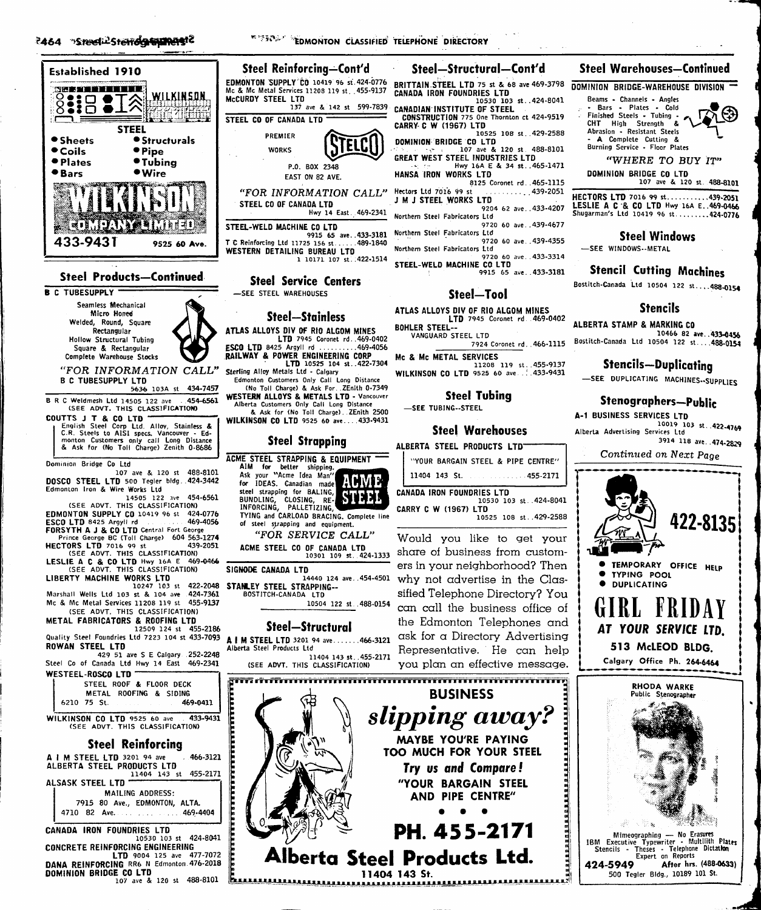**Established 1910**

**WILKINSON**

**STEEL**

- Sheets
- Coils
- Plates
- Bars
- Structurals
- Pipe
- Tubing
- Wire

**WILKINSON COMPANY LIMITED**

433-9431 9525 60 Ave.

## Steel Products—Continued

**B C TUBESUPPLY**

Seamless Mechanical
Micro Honed
Welded, Round, Square
Rectangular
Hollow Structural Tubing
Square & Rectangular
Complete Warehouse Stocks

*"FOR INFORMATION CALL"*

**B C TUBESUPPLY LTD** 5636 103A st 434-7457

B R C Weldmesh Ltd 14505 122 ave 454-6561
(SEE ADVT. THIS CLASSIFICATION)

**COUTTS J T & CO LTD**
English Steel Corp Ltd. Alloy, Stainless & C.R. Steels to AISI specs. Vancouver - Edmonton Customers only call Long Distance & Ask for (No Toll Charge) Zenith 0-8686

Dominion Bridge Co Ltd 107 ave & 120 st 488-8101
**DOSCO STEEL LTD** 500 Tegler bldg. 424-3442
Edmonton Iron & Wire Works Ltd 14505 122 ave 454-6561
(SEE ADVT. THIS CLASSIFICATION)
**EDMONTON SUPPLY CO** 10419 96 st 424-0776
**ESCO LTD** 8425 Argyll rd 469-4056
**FORSYTH A J & CO LTD** Central Fort George Prince George BC (Toll Charge) 604 563-1274
**HECTORS LTD** 7016 99 st 439-2051
(SEE ADVT. THIS CLASSIFICATION)
**LESLIE A C & CO LTD** Hwy 16A E 469-0466
(SEE ADVT. THIS CLASSIFICATION)
**LIBERTY MACHINE WORKS LTD** 10247 103 st 422-2048
Marshall Wells Ltd 103 st & 104 ave 424-7361
Mc & Mc Metal Services 11208 119 st 455-9137
(SEE ADVT. THIS CLASSIFICATION)
**METAL FABRICATORS & ROOFING LTD** 12509 124 st 455-2186
Quality Steel Foundries Ltd 7223 104 st 433-7093
**ROWAN STEEL LTD** 429 51 ave S E Calgary 252-2248
Steel Co of Canada Ltd Hwy 14 East 469-2341

**WESTEEL-ROSCO LTD**
STEEL ROOF & FLOOR DECK
METAL ROOFING & SIDING
6210 75 St. 469-0411

**WILKINSON CO LTD** 9525 60 ave 433-9431
(SEE ADVT. THIS CLASSIFICATION)

## Steel Reinforcing

**A I M STEEL LTD** 3201 94 ave 466-3121
**ALBERTA STEEL PRODUCTS LTD** 11404 143 st 455-2171

**ALSASK STEEL LTD**
MAILING ADDRESS:
7915 80 Ave., EDMONTON, ALTA.
4710 82 Ave. 469-4404

**CANADA IRON FOUNDRIES LTD** 10530 103 st 424-8041
**CONCRETE REINFORCING ENGINEERING LTD** 9004 125 ave 477-7072
**DANA REINFORCING** RR6 N Edmonton 476-2018
**DOMINION BRIDGE CO LTD** 107 ave & 120 st 488-8101

## Steel Reinforcing—Cont'd

**EDMONTON SUPPLY CO** 10419 96 st 424-0776
Mc & Mc Metal Services 11208 119 st 455-9137
**McCURDY STEEL LTD** 137 ave & 142 st 599-7839

**STEEL CO OF CANADA LTD**
PREMIER WORKS
STELCO
P.O. BOX 2348
EAST ON 82 AVE.

*"FOR INFORMATION CALL"*

**STEEL CO OF CANADA LTD** Hwy 14 East 469-2341

**STEEL-WELD MACHINE CO LTD** 9915 65 ave 433-3181
T C Reinforcing Ltd 11725 156 st 489-1840
**WESTERN DETAILING BUREAU LTD** 1 10171 107 st 422-1514

## Steel Service Centers

—SEE STEEL WAREHOUSES

## Steel—Stainless

**ATLAS ALLOYS DIV OF RIO ALGOM MINES LTD** 7945 Coronet rd 469-0402
**ESCO LTD** 8425 Argyll rd 469-4056
**RAILWAY & POWER ENGINEERING CORP LTD** 10525 104 st 422-7304
Sterling Alloy Metals Ltd - Calgary
Edmonton Customers Only Call Long Distance (No Toll Charge) & Ask For ZEnith 0-7349
**WESTERN ALLOYS & METALS LTD** - Vancouver
Alberta Customers Only Call Long Distance & Ask for (No Toll Charge) ZEnith 2500
**WILKINSON CO LTD** 9525 60 ave 433-9431

## Steel Strapping

**ACME STEEL STRAPPING & EQUIPMENT**
AIM for better shipping. Ask your "Acme Idea Man" for IDEAS. Canadian made steel strapping for BALING, BUNDLING, CLOSING, REINFORCING, PALLETIZING, TYING and CARLOAD BRACING. Complete line of steel strapping and equipment.

ACME STEEL

*"FOR SERVICE CALL"*

**ACME STEEL CO OF CANADA LTD** 10301 109 st 424-1333

**SIGNODE CANADA LTD** 14440 124 ave 454-4501
**STANLEY STEEL STRAPPING--**
BOSTITCH-CANADA LTD 10504 122 st 488-0154

## Steel—Structural

**A I M STEEL LTD** 3201 94 ave 466-3121
Alberta Steel Products Ltd 11404 143 st 455-2171
(SEE ADVT. THIS CLASSIFICATION)

## Steel—Structural—Cont'd

**BRITTAIN STEEL LTD** 75 st & 68 ave 469-3798
**CANADA IRON FOUNDRIES LTD** 10530 103 st 424-8041
**CANADIAN INSTITUTE OF STEEL CONSTRUCTION** 775 One Thornton ct 424-9519
**CARRY C W (1967) LTD** 10525 108 st 429-2588
**DOMINION BRIDGE CO LTD** 107 ave & 120 st 488-8101
**GREAT WEST STEEL INDUSTRIES LTD** Hwy 16A E & 34 st 465-1471
**HANSA IRON WORKS LTD** 8125 Coronet rd 465-1115
Hectors Ltd 7016 99 st 439-2051
**J M J STEEL WORKS LTD** 9204 62 ave 433-4207
Northern Steel Fabricators Ltd 9720 60 ave 439-4677
Northern Steel Fabricators Ltd 9720 60 ave 439-4355
Northern Steel Fabricators Ltd 9720 60 ave 433-3314
**STEEL-WELD MACHINE CO LTD** 9915 65 ave 433-3181

## Steel—Tool

**ATLAS ALLOYS DIV OF RIO ALGOM MINES LTD** 7945 Coronet rd 469-0402
**BOHLER STEEL--**
VANGUARD STEEL LTD 7924 Coronet rd 466-1115
**Mc & Mc METAL SERVICES** 11208 119 st 455-9137
**WILKINSON CO LTD** 9525 60 ave 433-9431

## Steel Tubing

—SEE TUBING--STEEL

## Steel Warehouses

**ALBERTA STEEL PRODUCTS LTD**
"YOUR BARGAIN STEEL & PIPE CENTRE"
11404 143 St. 455-2171

**CANADA IRON FOUNDRIES LTD** 10530 103 st 424-8041
**CARRY C W (1967) LTD** 10525 108 st 429-2588

Would you like to get your share of business from customers in your neighborhood? Then why not advertise in the Classified Telephone Directory? You can call the business office of the Edmonton Telephones and ask for a Directory Advertising Representative. He can help you plan an effective message.

**BUSINESS** *slipping away?*

**MAYBE YOU'RE PAYING TOO MUCH FOR YOUR STEEL**

***Try us and Compare!***

**"YOUR BARGAIN STEEL AND PIPE CENTRE"**

**PH. 455-2171**

**Alberta Steel Products Ltd.**
**11404 143 St.**

## Steel Warehouses—Continued

**DOMINION BRIDGE-WAREHOUSE DIVISION**
Beams - Channels - Angles - Bars - Plates - Cold Finished Steels - Tubing - CHT High Strength & Abrasion - Resistant Steels - A Complete Cutting & Burning Service - Floor Plates

*"WHERE TO BUY IT"*

**DOMINION BRIDGE CO LTD** 107 ave & 120 st 488-8101

**HECTORS LTD** 7016 99 st 439-2051
**LESLIE A C & CO LTD** Hwy 16A E 469-0466
Shugarman's Ltd 10419 96 st 424-0776

## Steel Windows

—SEE WINDOWS--METAL

## Stencil Cutting Machines

Bostitch-Canada Ltd 10504 122 st 488-0154

## Stencils

**ALBERTA STAMP & MARKING CO** 10466 82 ave 433-0456
Bostitch-Canada Ltd 10504 122 st 488-0154

## Stencils—Duplicating

—SEE DUPLICATING MACHINES--SUPPLIES

## Stenographers—Public

**A-1 BUSINESS SERVICES LTD** 10019 103 st 422-4769
Alberta Advertising Services Ltd 3914 118 ave 474-2829

*Continued on Next Page*

**422-8135**

- TEMPORARY OFFICE HELP
- TYPING POOL
- DUPLICATING

**GIRL FRIDAY**
***AT YOUR SERVICE LTD.***
**513 McLEOD BLDG.**
Calgary Office Ph. 264-6464

**RHODA WARKE**
Public Stenographer

Mimeographing — No Erasures
IBM Executive Typewriter - Multilith Plates
Stencils - Theses - Telephone Dictation
Expert on Reports
**424-5949** After hrs. (488-0633)
500 Tegler Bldg., 10189 101 St.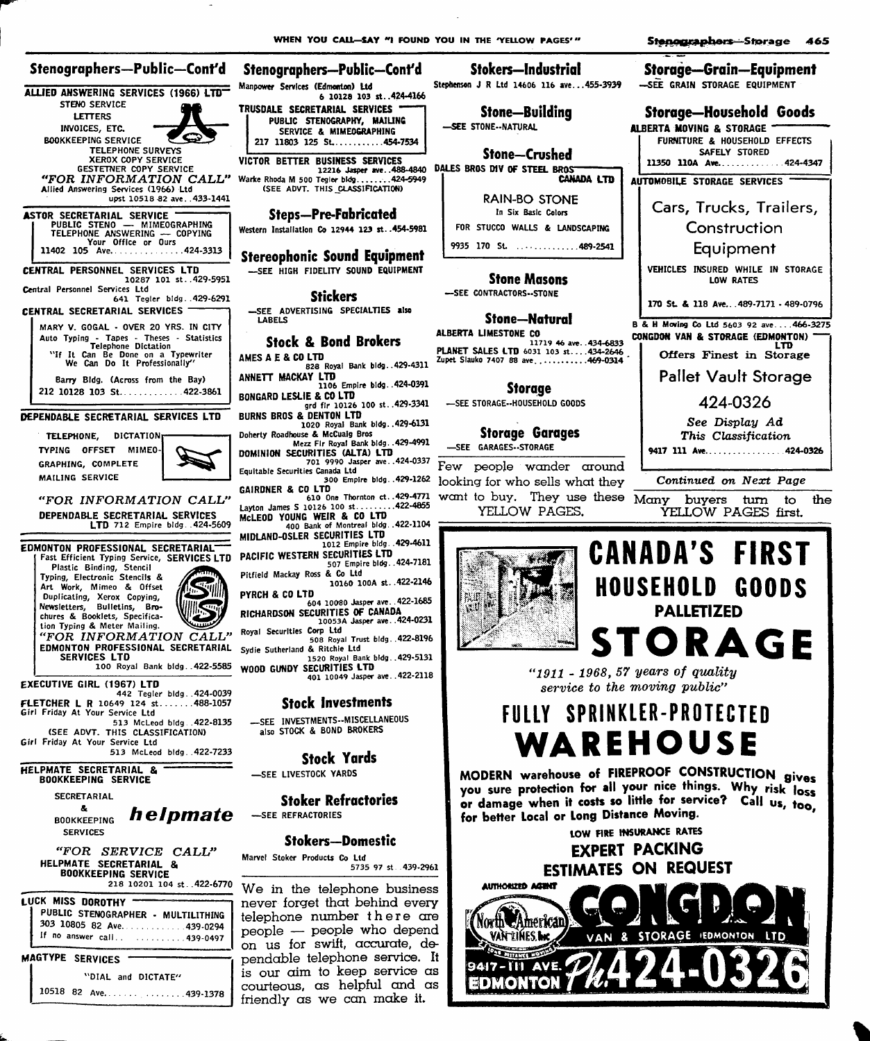## Stenographers—Public—Cont'd

**ALLIED ANSWERING SERVICES (1966) LTD**
STENO SERVICE
LETTERS
INVOICES, ETC.
BOOKKEEPING SERVICE
TELEPHONE SURVEYS
XEROX COPY SERVICE
GESTETNER COPY SERVICE
*"FOR INFORMATION CALL"*
Allied Answering Services (1966) Ltd upst 10518 82 ave..433-1441

**ASTOR SECRETARIAL SERVICE**
PUBLIC STENO — MIMEOGRAPHING
TELEPHONE ANSWERING — COPYING
Your Office or Ours
11402 105 Ave..............424-3313

**CENTRAL PERSONNEL SERVICES LTD** 10287 101 st..429-5951
Central Personnel Services Ltd 641 Tegler bldg..429-6291

**CENTRAL SECRETARIAL SERVICES**
MARY V. GOGAL - OVER 20 YRS. IN CITY
Auto Typing - Tapes - Theses - Statistics
Telephone Dictation
"If It Can Be Done on a Typewriter We Can Do It Professionally"
Barry Bldg. (Across from the Bay)
212 10128 103 St..............422-3861

**DEPENDABLE SECRETARIAL SERVICES LTD**
TELEPHONE, DICTATION TYPING OFFSET MIMEOGRAPHING, COMPLETE MAILING SERVICE
*"FOR INFORMATION CALL"*
DEPENDABLE SECRETARIAL SERVICES LTD 712 Empire bldg..424-5609

**EDMONTON PROFESSIONAL SECRETARIAL SERVICES LTD**
Fast Efficient Typing Service, Plastic Binding, Stencil Typing, Electronic Stencils & Art Work, Mimeo & Offset Duplicating, Xerox Copying, Newsletters, Bulletins, Brochures & Booklets, Specification Typing & Meter Mailing.
*"FOR INFORMATION CALL"*
EDMONTON PROFESSIONAL SECRETARIAL SERVICES LTD 100 Royal Bank bldg..422-5585

**EXECUTIVE GIRL (1967) LTD** 442 Tegler bldg..424-0039
**FLETCHER L R** 10649 124 st........488-1057
Girl Friday At Your Service Ltd 513 McLeod bldg..422-8135
(SEE ADVT. THIS CLASSIFICATION)
Girl Friday At Your Service Ltd 513 McLeod bldg..422-7233

**HELPMATE SECRETARIAL & BOOKKEEPING SERVICE**
SECRETARIAL & BOOKKEEPING SERVICES
***helpmate***
*"FOR SERVICE CALL"*
HELPMATE SECRETARIAL & BOOKKEEPING SERVICE 218 10201 104 st..422-6770

**LUCK MISS DOROTHY**
PUBLIC STENOGRAPHER - MULTILITHING
303 10805 82 Ave..............439-0294
If no answer call..............439-0497

**MAGTYPE SERVICES**
"DIAL and DICTATE"
10518 82 Ave..................439-1378

## Stenographers—Public—Cont'd

Manpower Services (Edmonton) Ltd 6 10128 103 st..424-4166

**TRUSDALE SECRETARIAL SERVICES**
PUBLIC STENOGRAPHY, MAILING SERVICE & MIMEOGRAPHING
217 11803 125 St..............454-7534

**VICTOR BETTER BUSINESS SERVICES** 12216 Jasper ave..488-4840
Warke Rhoda M 500 Tegler bldg........424-5949
(SEE ADVT. THIS CLASSIFICATION)

## Steps—Pre-Fabricated

Western Installation Co 12944 123 st..454-5981

## Stereophonic Sound Equipment

—SEE HIGH FIDELITY SOUND EQUIPMENT

## Stickers

—SEE ADVERTISING SPECIALTIES also LABELS

## Stock & Bond Brokers

**AMES A E & CO LTD** 828 Royal Bank bldg..429-4311
**ANNETT MACKAY LTD** 1106 Empire bldg..424-0391
**BONGARD LESLIE & CO LTD** grd flr 10126 100 st..429-3341
**BURNS BROS & DENTON LTD** 1020 Royal Bank bldg..429-6131
Doherty Roadhouse & McCuaig Bros Mezz Flr Royal Bank bldg..429-4991
**DOMINION SECURITIES (ALTA) LTD** 701 9990 Jasper ave..424-0337
Equitable Securities Canada Ltd 300 Empire bldg..429-1262
**GAIRDNER & CO LTD** 610 One Thornton ct..429-4771
Layton James S 10126 100 st.........422-4855
**McLEOD YOUNG WEIR & CO LTD** 400 Bank of Montreal bldg..422-1104
**MIDLAND-OSLER SECURITIES LTD** 1012 Empire bldg..429-4611
**PACIFIC WESTERN SECURITIES LTD** 507 Empire bldg..424-7181
Pitfield Mackay Ross & Co Ltd 10160 100A st..422-2146
**PYRCH & CO LTD** 604 10080 Jasper ave..422-1685
**RICHARDSON SECURITIES OF CANADA** 10053A Jasper ave..424-0231
Royal Securities Corp Ltd 508 Royal Trust bldg..422-8196
Sydie Sutherland & Ritchie Ltd 1520 Royal Bank bldg..429-5131
**WOOD GUNDY SECURITIES LTD** 401 10049 Jasper ave..422-2118

## Stock Investments

—SEE INVESTMENTS--MISCELLANEOUS also STOCK & BOND BROKERS

## Stock Yards

—SEE LIVESTOCK YARDS

## Stoker Refractories

—SEE REFRACTORIES

## Stokers—Domestic

Marvel Stoker Products Co Ltd 5735 97 st..439-2961

We in the telephone business never forget that behind every telephone number there are people — people who depend on us for swift, accurate, dependable telephone service. It is our aim to keep service as courteous, as helpful and as friendly as we can make it.

## Stokers—Industrial

Stephenson J R Ltd 14606 116 ave...455-3939

## Stone—Building

—SEE STONE--NATURAL

## Stone—Crushed

**DALES BROS DIV OF STEEL BROS CANADA LTD**
RAIN-BO STONE
In Six Basic Colors
FOR STUCCO WALLS & LANDSCAPING
9935 170 St. ..............489-2541

## Stone Masons

—SEE CONTRACTORS--STONE

## Stone—Natural

**ALBERTA LIMESTONE CO** 11719 46 ave..434-6833
**PLANET SALES LTD** 6031 103 st....434-2646
Zupet Slauko 7407 88 ave............469-0314

## Storage

—SEE STORAGE--HOUSEHOLD GOODS

## Storage Garages

—SEE GARAGES--STORAGE

Few people wander around looking for who sells what they want to buy. They use these YELLOW PAGES.

## Storage—Grain—Equipment

—SEE GRAIN STORAGE EQUIPMENT

## Storage—Household Goods

**ALBERTA MOVING & STORAGE**
FURNITURE & HOUSEHOLD EFFECTS SAFELY STORED
11350 110A Ave..............424-4347

**AUTOMOBILE STORAGE SERVICES**
Cars, Trucks, Trailers, Construction Equipment
VEHICLES INSURED WHILE IN STORAGE
LOW RATES
170 St. & 118 Ave...489-7171 - 489-0796

**B & H Moving Co Ltd** 5603 92 ave....466-3275

**CONGDON VAN & STORAGE (EDMONTON) LTD**
Offers Finest in Storage
Pallet Vault Storage
424-0326
*See Display Ad This Classification*
9417 111 Ave..................424-0326

*Continued on Next Page*

Many buyers turn to the YELLOW PAGES first.

**CANADA'S FIRST HOUSEHOLD GOODS PALLETIZED STORAGE**

*"1911 - 1968, 57 years of quality service to the moving public"*

**FULLY SPRINKLER-PROTECTED WAREHOUSE**

**MODERN warehouse of FIREPROOF CONSTRUCTION gives you sure protection for all your nice things. Why risk loss or damage when it costs so little for service? Call us, too, for better Local or Long Distance Moving.**

LOW FIRE INSURANCE RATES
**EXPERT PACKING**
**ESTIMATES ON REQUEST**

AUTHORIZED AGENT North American Van Lines, Inc.
**CONGDON** VAN & STORAGE (EDMONTON) LTD
9417-111 AVE. EDMONTON Ph. 424-0326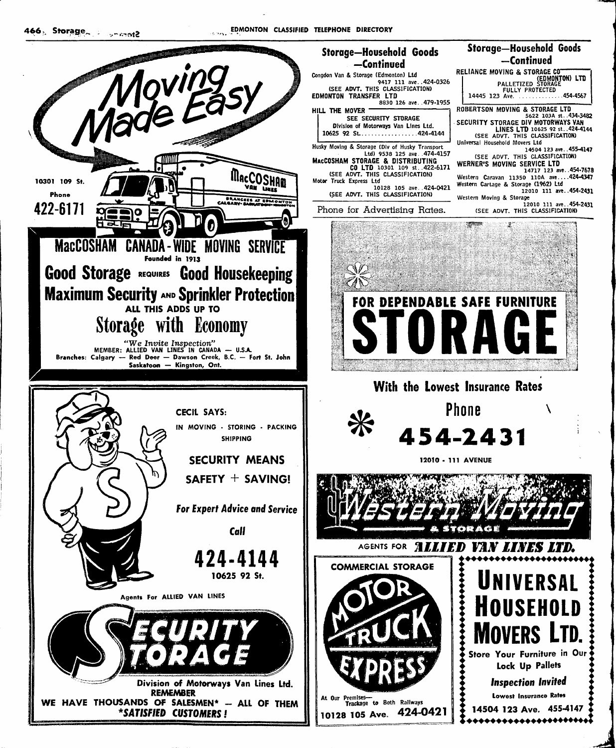# Storage—Household Goods —Continued

Congdon Van & Storage (Edmonton) Ltd
9417 111 ave..424-0326
(SEE ADVT. THIS CLASSIFICATION)

EDMONTON TRANSFER LTD
8830 126 ave..479-1955

HILL THE MOVER
SEE SECURITY STORAGE
Division of Motorways Van Lines Ltd.
10625 92 St.....424-4144

Husky Moving & Storage (Div of Husky Transport Ltd) 9538 125 ave..474-4157

MacCOSHAM STORAGE & DISTRIBUTING CO LTD 10301 109 st..422-6171
(SEE ADVT. THIS CLASSIFICATION)

Motor Truck Express Ltd
10128 105 ave..424-0421
(SEE ADVT. THIS CLASSIFICATION)

Phone for Advertising Rates.

# Storage—Household Goods —Continued

RELIANCE MOVING & STORAGE CO (EDMONTON) LTD
PALLETIZED STORAGE
FULLY PROTECTED
14445 123 Ave.....454-4567

ROBERTSON MOVING & STORAGE LTD
5622 103A st..434-3482

SECURITY STORAGE DIV MOTORWAYS VAN LINES LTD 10625 92 st..424-4144
(SEE ADVT. THIS CLASSIFICATION)

Universal Household Movers Ltd
14504 123 ave..455-4147
(SEE ADVT. THIS CLASSIFICATION)

WERNER'S MOVING SERVICE LTD
14717 123 ave..454-7678

Western Caravan 11350 110A ave....424-4347

Western Cartage & Storage (1962) Ltd
12010 111 ave..454-2431

Western Moving & Storage
12010 111 ave..454-2431
(SEE ADVT. THIS CLASSIFICATION)

---

## Moving Made Easy

10301 109 St.
Phone
**422-6171**

## MacCOSHAM CANADA-WIDE MOVING SERVICE

Founded in 1913

**Good Storage** REQUIRES **Good Housekeeping**

**Maximum Security** AND **Sprinkler Protection**

ALL THIS ADDS UP TO

## Storage with Economy

*"We Invite Inspection"*
MEMBER: ALLIED VAN LINES IN CANADA — U.S.A.
Branches: Calgary — Red Deer — Dawson Creek, B.C. — Fort St. John
Saskatoon — Kingston, Ont.

---

CECIL SAYS:
IN MOVING - STORING - PACKING
SHIPPING

**SECURITY MEANS**
**SAFETY + SAVING!**

*For Expert Advice and Service*

*Call*

## 424-4144

10625 92 St.

Agents For ALLIED VAN LINES

## SECURITY STORAGE

Division of Motorways Van Lines Ltd.
REMEMBER
WE HAVE THOUSANDS OF SALESMEN* — ALL OF THEM
*SATISFIED CUSTOMERS!*

---

FOR DEPENDABLE SAFE FURNITURE

# STORAGE

**With the Lowest Insurance Rates**

Phone
## 454-2431

12010 - 111 AVENUE

## Western Moving & STORAGE

AGENTS FOR ***ALLIED VAN LINES LTD.***

---

COMMERCIAL STORAGE

## MOTOR TRUCK EXPRESS

At Our Premises—
Trackage to Both Railways
10128 105 Ave. 424-0421

---

## UNIVERSAL HOUSEHOLD MOVERS LTD.

Store Your Furniture in Our Lock Up Pallets

*Inspection Invited*

Lowest Insurance Rates

14504 123 Ave. 455-4147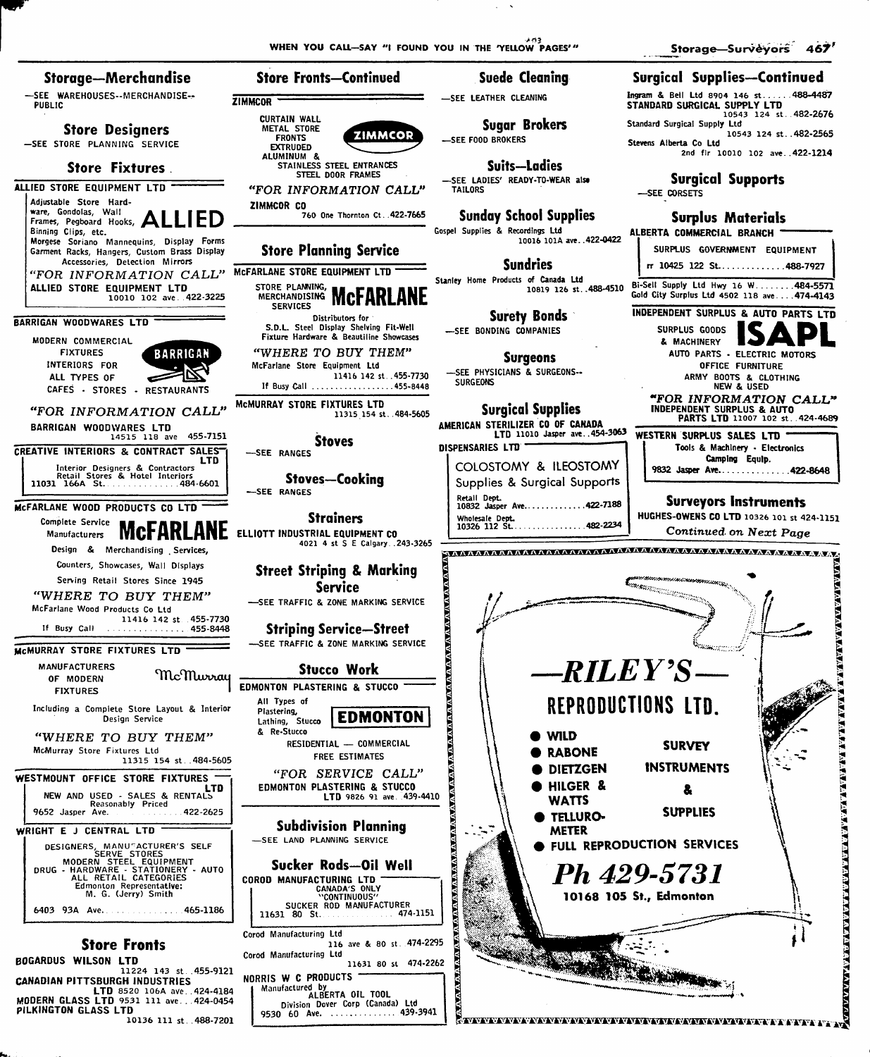## Storage—Merchandise

—SEE WAREHOUSES--MERCHANDISE--PUBLIC

## Store Designers

—SEE STORE PLANNING SERVICE

## Store Fixtures

**ALLIED STORE EQUIPMENT LTD**

Adjustable Store Hardware, Gondolas, Wall Frames, Pegboard Hooks, Binning Clips, etc.

**ALLIED**

Morgese Soriano Mannequins, Display Forms Garment Racks, Hangers, Custom Brass Display Accessories, Detection Mirrors

*"FOR INFORMATION CALL"*

ALLIED STORE EQUIPMENT LTD 10010 102 ave..422-3225

**BARRIGAN WOODWARES LTD**

MODERN COMMERCIAL FIXTURES INTERIORS FOR ALL TYPES OF CAFES · STORES · RESTAURANTS

**BARRIGAN**

*"FOR INFORMATION CALL"*

BARRIGAN WOODWARES LTD 14515 118 ave 455-7151

**CREATIVE INTERIORS & CONTRACT SALES LTD**

Interior Designers & Contractors Retail Stores & Hotel Interiors 11031 166A St..............484-6601

**McFARLANE WOOD PRODUCTS CO LTD**

Complete Service Manufacturers **McFARLANE**

Design & Merchandising Services, Counters, Showcases, Wall Displays Serving Retail Stores Since 1945

*"WHERE TO BUY THEM"*

McFarlane Wood Products Co Ltd 11416 142 st..455-7730

If Busy Call ...............455-8448

**McMURRAY STORE FIXTURES LTD**

MANUFACTURERS OF MODERN FIXTURES

McMurray

Including a Complete Store Layout & Interior Design Service

*"WHERE TO BUY THEM"*

McMurray Store Fixtures Ltd 11315 154 st..484-5605

**WESTMOUNT OFFICE STORE FIXTURES LTD**

NEW AND USED - SALES & RENTALS Reasonably Priced 9652 Jasper Ave.............422-2625

**WRIGHT E J CENTRAL LTD**

DESIGNERS, MANUFACTURER'S SELF SERVE STORES MODERN STEEL EQUIPMENT DRUG - HARDWARE - STATIONERY - AUTO ALL RETAIL CATEGORIES Edmonton Representative: M. G. (Jerry) Smith

6403 93A Ave..............465-1186

## Store Fronts

BOGARDUS WILSON LTD 11224 143 st..455-9121

CANADIAN PITTSBURGH INDUSTRIES LTD 8520 106A ave..424-4184

MODERN GLASS LTD 9531 111 ave..424-0454

PILKINGTON GLASS LTD 10136 111 st..488-7201

## Store Fronts—Continued

**ZIMMCOR**

CURTAIN WALL METAL STORE FRONTS EXTRUDED ALUMINUM & STAINLESS STEEL ENTRANCES STEEL DOOR FRAMES

**ZIMMCOR**

*"FOR INFORMATION CALL"*

ZIMMCOR CO 760 One Thornton Ct..422-7665

## Store Planning Service

**McFARLANE STORE EQUIPMENT LTD**

STORE PLANNING, MERCHANDISING SERVICES **McFARLANE**

Distributors for S.D.L. Steel Display Shelving Fit-Well Fixture Hardware & Beautiline Showcases

*"WHERE TO BUY THEM"*

McFarlane Store Equipment Ltd 11416 142 st..455-7730

If Busy Call ...............455-8448

McMURRAY STORE FIXTURES LTD 11315 154 st..484-5605

## Stoves

—SEE RANGES

## Stoves—Cooking

—SEE RANGES

## Strainers

ELLIOTT INDUSTRIAL EQUIPMENT CO 4021 4 st S E Calgary..243-3265

## Street Striping & Marking Service

—SEE TRAFFIC & ZONE MARKING SERVICE

## Striping Service—Street

—SEE TRAFFIC & ZONE MARKING SERVICE

## Stucco Work

**EDMONTON PLASTERING & STUCCO**

All Types of Plastering, Lathing, Stucco & Re-Stucco **EDMONTON**

RESIDENTIAL — COMMERCIAL FREE ESTIMATES

*"FOR SERVICE CALL"*

EDMONTON PLASTERING & STUCCO LTD 9826 91 ave..439-4410

## Subdivision Planning

—SEE LAND PLANNING SERVICE

## Sucker Rods—Oil Well

**COROD MANUFACTURING LTD**

CANADA'S ONLY "CONTINUOUS" SUCKER ROD MANUFACTURER 11631 80 St.............474-1151

Corod Manufacturing Ltd 116 ave & 80 st..474-2295

Corod Manufacturing Ltd 11631 80 st 474-2262

**NORRIS W C PRODUCTS**

Manufactured by ALBERTA OIL TOOL Division Dover Corp (Canada) Ltd 9530 60 Ave. .............439-3941

## Suede Cleaning

—SEE LEATHER CLEANING

## Sugar Brokers

—SEE FOOD BROKERS

## Suits—Ladies

—SEE LADIES' READY-TO-WEAR also TAILORS

## Sunday School Supplies

Gospel Supplies & Recordings Ltd 10016 101A ave..422-0422

## Sundries

Stanley Home Products of Canada Ltd 10819 126 st..488-4510

## Surety Bonds

—SEE BONDING COMPANIES

## Surgeons

—SEE PHYSICIANS & SURGEONS--SURGEONS

## Surgical Supplies

AMERICAN STERILIZER CO OF CANADA LTD 11010 Jasper ave..454-3063

**DISPENSARIES LTD**

COLOSTOMY & ILEOSTOMY Supplies & Surgical Supports

Retail Dept. 10832 Jasper Ave.............422-7188

Wholesale Dept. 10326 112 St...............482-2234

## Surgical Supplies—Continued

Ingram & Bell Ltd 8904 146 st......488-4487

STANDARD SURGICAL SUPPLY LTD 10543 124 st..482-2676

Standard Surgical Supply Ltd 10543 124 st..482-2565

Stevens Alberta Co Ltd 2nd flr 10010 102 ave..422-1214

## Surgical Supports

—SEE CORSETS

## Surplus Materials

**ALBERTA COMMERCIAL BRANCH**

SURPLUS GOVERNMENT EQUIPMENT rr 10425 122 St.............488-7927

Bi-Sell Supply Ltd Hwy 16 W........484-5571

Gold City Surplus Ltd 4502 118 ave....474-4143

**INDEPENDENT SURPLUS & AUTO PARTS LTD**

SURPLUS GOODS & MACHINERY **ISAPL**

AUTO PARTS - ELECTRIC MOTORS OFFICE FURNITURE ARMY BOOTS & CLOTHING NEW & USED

*"FOR INFORMATION CALL"*

INDEPENDENT SURPLUS & AUTO PARTS LTD 11007 102 st..424-4689

**WESTERN SURPLUS SALES LTD**

Tools & Machinery - Electronics Camping Equip. 9832 Jasper Ave..............422-8648

## Surveyors Instruments

HUGHES-OWENS CO LTD 10326 101 st 424-1151

*Continued on Next Page*

***—RILEY'S—***

**REPRODUCTIONS LTD.**

- WILD
- RABONE
- DIETZGEN
- HILGER & WATTS
- TELLUROMETER
- FULL REPRODUCTION SERVICES

SURVEY INSTRUMENTS & SUPPLIES

***Ph 429-5731***

**10168 105 St., Edmonton**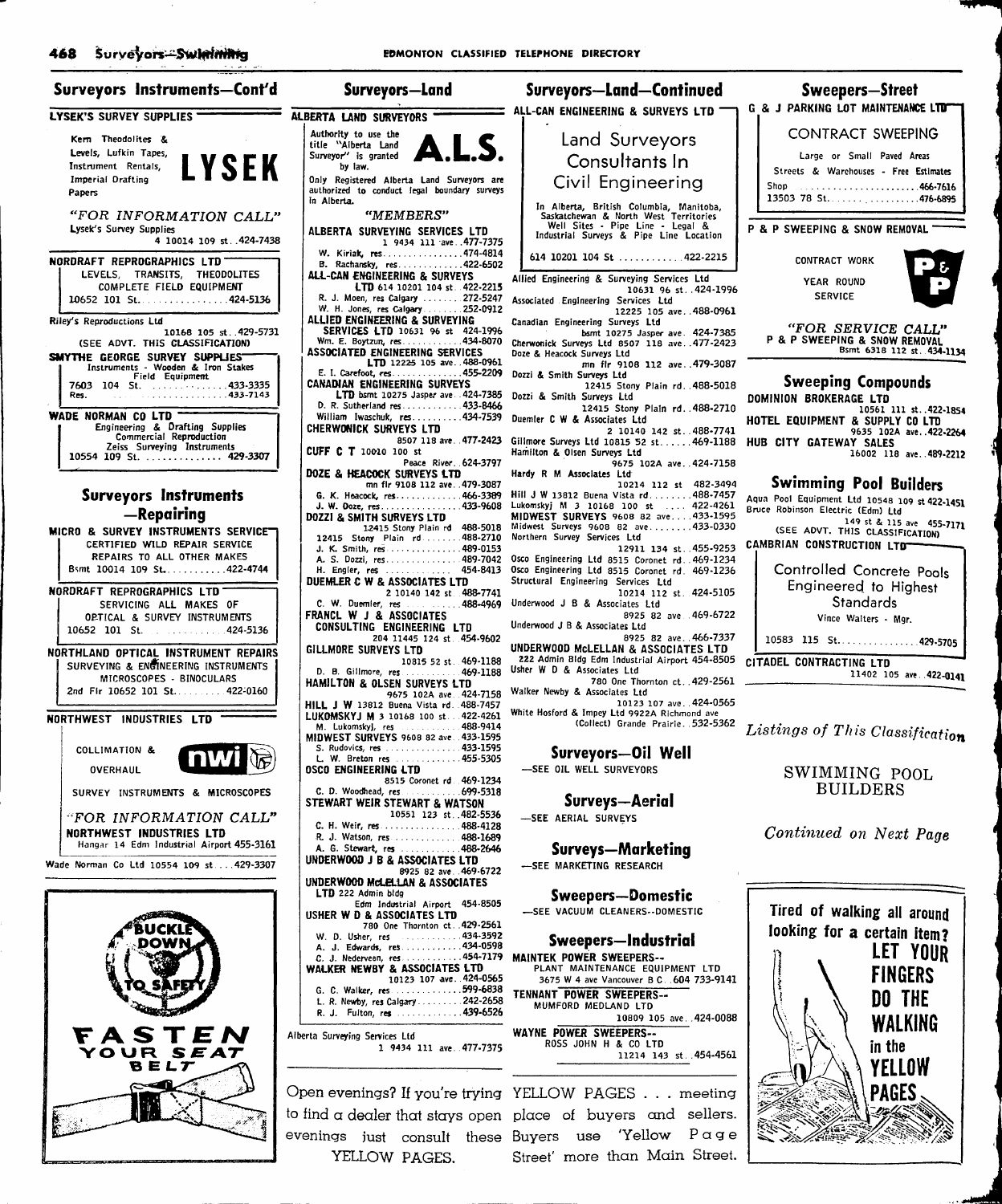## Surveyors Instruments—Cont'd

**LYSEK'S SURVEY SUPPLIES**

Kern Theodolites & Levels, Lufkin Tapes, Instrument Rentals, Imperial Drafting Papers

**LYSEK**

*"FOR INFORMATION CALL"*

Lysek's Survey Supplies
4 10014 109 st..424-7438

**NORDRAFT REPROGRAPHICS LTD**
LEVELS, TRANSITS, THEODOLITES
COMPLETE FIELD EQUIPMENT
10652 101 St..................424-5136

Riley's Reproductions Ltd
10168 105 st..429-5731
(SEE ADVT. THIS CLASSIFICATION)

**SMYTHE GEORGE SURVEY SUPPLIES**
Instruments - Wooden & Iron Stakes
Field Equipment
7603 104 St..................433-3335
Res.................................433-7143

**WADE NORMAN CO LTD**
Engineering & Drafting Supplies
Commercial Reproduction
Zeiss Surveying Instruments
10554 109 St. ............... 429-3307

## Surveyors Instruments —Repairing

**MICRO & SURVEY INSTRUMENTS SERVICE**
CERTIFIED WILD REPAIR SERVICE
REPAIRS TO ALL OTHER MAKES
Bsmt 10014 109 St.............422-4744

**NORDRAFT REPROGRAPHICS LTD**
SERVICING ALL MAKES OF
OPTICAL & SURVEY INSTRUMENTS
10652 101 St. ...............424-5136

**NORTHLAND OPTICAL INSTRUMENT REPAIRS**
SURVEYING & ENGINEERING INSTRUMENTS
MICROSCOPES - BINOCULARS
2nd Flr 10652 101 St...........422-0160

**NORTHWEST INDUSTRIES LTD**

COLLIMATION & OVERHAUL

nwi

SURVEY INSTRUMENTS & MICROSCOPES

*"FOR INFORMATION CALL"*

**NORTHWEST INDUSTRIES LTD**
Hangar 14 Edm Industrial Airport 455-3161

Wade Norman Co Ltd 10554 109 st....429-3307

BUCKLE DOWN TO SAFETY

FASTEN YOUR SEAT BELT

## Surveyors—Land

**ALBERTA LAND SURVEYORS**

Authority to use the title "Alberta Land Surveyor" is granted by law.

**A.L.S.**

Only Registered Alberta Land Surveyors are authorized to conduct legal boundary surveys in Alberta.

*"MEMBERS"*

**ALBERTA SURVEYING SERVICES LTD**
1 9434 111 ave..477-7375
W. Kiriak, res.................474-4814
B. Rachansky, res..............422-6502
**ALL-CAN ENGINEERING & SURVEYS LTD** 614 10201 104 st..422-2215
R. J. Moen, res Calgary ........272-5247
W. H. Jones, res Calgary ........252-0912
**ALLIED ENGINEERING & SURVEYING SERVICES LTD** 10631 96 st 424-1996
Wm. E. Boytzun, res............434-8070
**ASSOCIATED ENGINEERING SERVICES LTD** 12225 105 ave..488-0961
E. I. Carefoot, res..............455-2209
**CANADIAN ENGINEERING SURVEYS LTD** bsmt 10275 Jasper ave..424-7385
D. R. Sutherland res ............433-8466
William Iwaschuk, res...........434-7539
**CHERWONICK SURVEYS LTD**
8507 118 ave..477-2423
**CUFF C T** 10010 100 st
Peace River..624-3797
**DOZE & HEACOCK SURVEYS LTD**
mn flr 9108 112 ave..479-3087
G. K. Heacock, res..............466-3389
J. W. Doze, res.................433-9608
**DOZZI & SMITH SURVEYS LTD**
12415 Stony Plain rd 488-5018
12415 Stony Plain rd.........488-2710
J. K. Smith, res ...............489-0153
A. S. Dozzi, res................489-7042
H. Engler, res .................454-8413
**DUEMLER C W & ASSOCIATES LTD**
2 10140 142 st 488-7741
C. W. Duemler, res .............488-4969
**FRANCL W J & ASSOCIATES CONSULTING ENGINEERING LTD**
204 11445 124 st..454-9602
**GILLMORE SURVEYS LTD**
10815 52 st..469-1188
D. B. Gillmore, res ............469-1188
**HAMILTON & OLSEN SURVEYS LTD**
9675 102A ave..424-7158
**HILL J W** 13812 Buena Vista rd..488-7457
**LUKOMSKYJ M** 3 10168 100 st...422-4261
M. Lukomskyj, res ..............488-9414
**MIDWEST SURVEYS** 9608 82 ave..433-1595
S. Rudovics, res ...............433-1595
L. W. Breton res ...............455-5305
**OSCO ENGINEERING LTD**
8515 Coronet rd 469-1234
C. D. Woodhead, res ............699-5318
**STEWART WEIR STEWART & WATSON**
10551 123 st..482-5536
C. H. Weir, res ................488-4128
R. J. Watson, res ..............488-1689
A. G. Stewart, res .............488-2646
**UNDERWOOD J B & ASSOCIATES LTD**
8925 82 ave..469-6722
**UNDERWOOD McLELLAN & ASSOCIATES LTD** 222 Admin bldg
Edm Industrial Airport 454-8505
**USHER W D & ASSOCIATES LTD**
780 One Thornton ct..429-2561
W. D. Usher, res ...............434-3592
A. J. Edwards, res..............434-0598
C. J. Nederveen, res ...........454-7179
**WALKER NEWBY & ASSOCIATES LTD**
10123 107 ave..424-0565
G. C. Walker, res ..............599-6838
L. R. Newby, res Calgary.........242-2658
R. J. Fulton, res ..............439-6526

Alberta Surveying Services Ltd
1 9434 111 ave..477-7375

Open evenings? If you're trying to find a dealer that stays open evenings just consult these YELLOW PAGES.

## Surveyors—Land—Continued

**ALL-CAN ENGINEERING & SURVEYS LTD**

Land Surveyors
Consultants In
Civil Engineering

In Alberta, British Columbia, Manitoba, Saskatchewan & North West Territories
Well Sites - Pipe Line - Legal & Industrial Surveys & Pipe Line Location

614 10201 104 St ............422-2215

Allied Engineering & Surveying Services Ltd
10631 96 st..424-1996
Associated Engineering Services Ltd
12225 105 ave..488-0961
Canadian Engineering Surveys Ltd
bsmt 10275 Jasper ave. 424-7385
Cherwonick Surveys Ltd 8507 118 ave..477-2423
Doze & Heacock Surveys Ltd
mn flr 9108 112 ave..479-3087
Dozzi & Smith Surveys Ltd
12415 Stony Plain rd..488-5018
Dozzi & Smith Surveys Ltd
12415 Stony Plain rd..488-2710
Duemler C W & Associates Ltd
2 10140 142 st..488-7741
Gillmore Surveys Ltd 10815 52 st......469-1188
Hamilton & Olsen Surveys Ltd
9675 102A ave..424-7158
Hardy R M Associates Ltd
10214 112 st 482-3494
Hill J W 13812 Buena Vista rd........488-7457
Lukomskyj M 3 10168 100 st .....422-4261
**MIDWEST SURVEYS** 9608 82 ave....433-1595
Midwest Surveys 9608 82 ave.........433-0330
Northern Survey Services Ltd
12911 134 st..455-9253
Osco Engineering Ltd 8515 Coronet rd..469-1234
Osco Engineering Ltd 8515 Coronet rd. 469-1236
Structural Engineering Services Ltd
10214 112 st..424-5105
Underwood J B & Associates Ltd
8925 82 ave..469-6722
Underwood J B & Associates Ltd
8925 82 ave..466-7337
**UNDERWOOD McLELLAN & ASSOCIATES LTD**
222 Admin Bldg Edm Industrial Airport 454-8505
Usher W D & Associates Ltd
780 One Thornton ct..429-2561
Walker Newby & Associates Ltd
10123 107 ave..424-0565
White Hosford & Impey Ltd 9922A Richmond ave
(Collect) Grande Prairie..532-5362

## Surveyors—Oil Well

—SEE OIL WELL SURVEYORS

## Surveys—Aerial

—SEE AERIAL SURVEYS

## Surveys—Marketing

—SEE MARKETING RESEARCH

## Sweepers—Domestic

—SEE VACUUM CLEANERS--DOMESTIC

## Sweepers—Industrial

**MAINTEK POWER SWEEPERS--**
PLANT MAINTENANCE EQUIPMENT LTD
3675 W 4 ave Vancouver B C..604 733-9141
**TENNANT POWER SWEEPERS--**
MUMFORD MEDLAND LTD
10809 105 ave..424-0088
**WAYNE POWER SWEEPERS--**
ROSS JOHN H & CO LTD
11214 143 st..454-4561

YELLOW PAGES . . . meeting place of buyers and sellers. Buyers use 'Yellow Page Street' more than Main Street.

## Sweepers—Street

**G & J PARKING LOT MAINTENANCE LTD**

CONTRACT SWEEPING

Large or Small Paved Areas
Streets & Warehouses - Free Estimates
Shop ..........................466-7616
13503 78 St....................476-6895

**P & P SWEEPING & SNOW REMOVAL**

CONTRACT WORK
YEAR ROUND
SERVICE

P & P

*"FOR SERVICE CALL"*
P & P SWEEPING & SNOW REMOVAL
Bsmt 6318 112 st..434-1134

## Sweeping Compounds

**DOMINION BROKERAGE LTD**
10561 111 st..422-1854
**HOTEL EQUIPMENT & SUPPLY CO LTD**
9635 102A ave..422-2264
**HUB CITY GATEWAY SALES**
16002 118 ave..489-2212

## Swimming Pool Builders

Aqua Pool Equipment Ltd 10548 109 st 422-1451
Bruce Robinson Electric (Edm) Ltd
149 st & 115 ave 455-7171
(SEE ADVT. THIS CLASSIFICATION)

**CAMBRIAN CONSTRUCTION LTD**

Controlled Concrete Pools
Engineered to Highest
Standards
Vince Walters - Mgr.

10583 115 St..................429-5705

**CITADEL CONTRACTING LTD**
11402 105 ave..422-0141

*Listings of This Classification*

SWIMMING POOL BUILDERS

*Continued on Next Page*

Tired of walking all around looking for a certain item? LET YOUR FINGERS DO THE WALKING in the YELLOW PAGES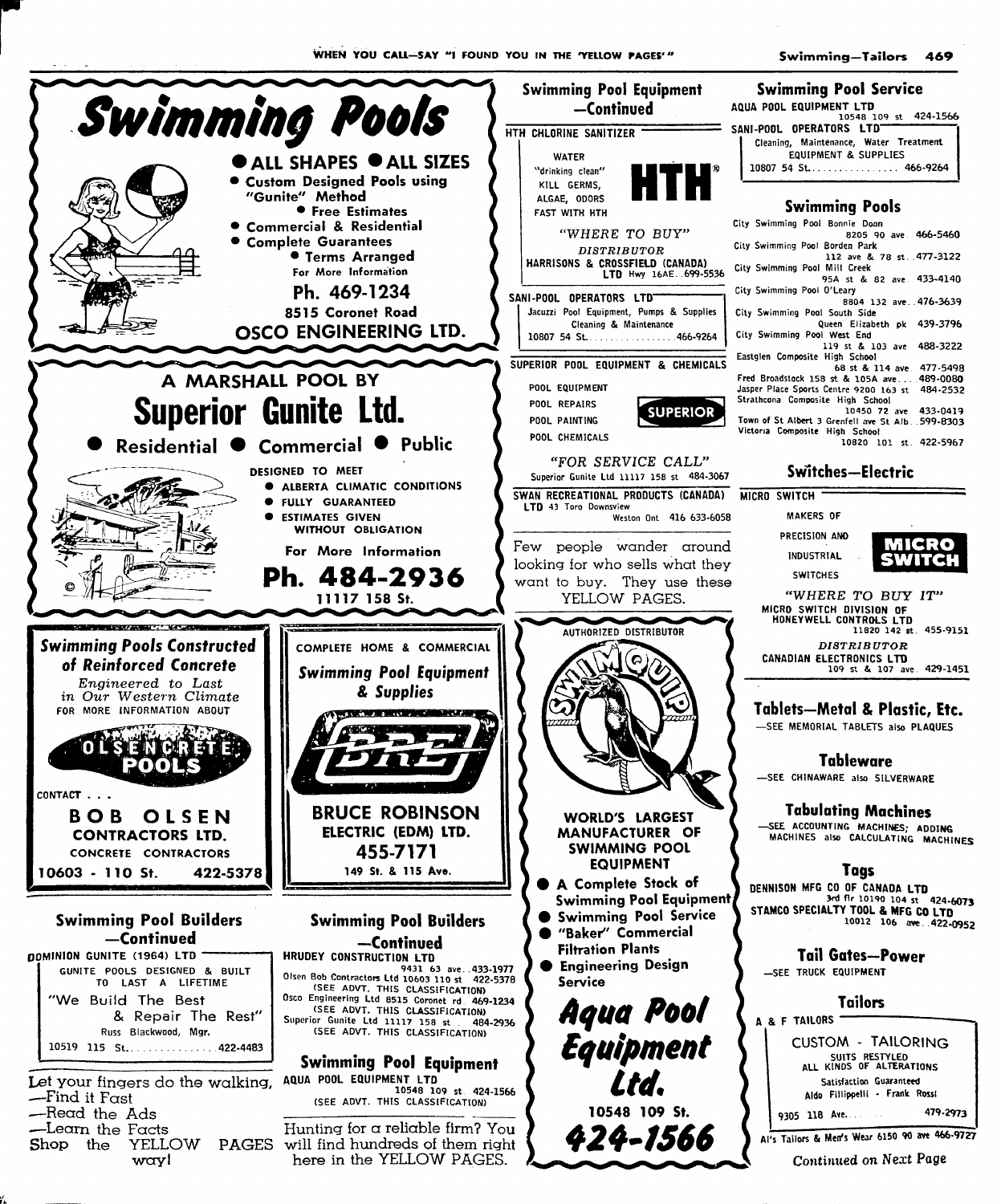## Swimming Pools

**● ALL SHAPES ● ALL SIZES**

- Custom Designed Pools using "Gunite" Method
- Free Estimates
- Commercial & Residential
- Complete Guarantees
- Terms Arranged

For More Information

**Ph. 469-1234**

8515 Coronet Road

**OSCO ENGINEERING LTD.**

---

**A MARSHALL POOL BY**

## Superior Gunite Ltd.

● Residential ● Commercial ● Public

DESIGNED TO MEET

- ALBERTA CLIMATIC CONDITIONS
- FULLY GUARANTEED
- ESTIMATES GIVEN WITHOUT OBLIGATION

For More Information

**Ph. 484-2936**

11117 158 St.

---

***Swimming Pools Constructed of Reinforced Concrete***

*Engineered to Last in Our Western Climate*

FOR MORE INFORMATION ABOUT

OLSENCRETE POOLS

CONTACT . . .

**BOB OLSEN CONTRACTORS LTD.**

CONCRETE CONTRACTORS

10603 - 110 St. 422-5378

---

COMPLETE HOME & COMMERCIAL

***Swimming Pool Equipment & Supplies***

BRE

**BRUCE ROBINSON ELECTRIC (EDM) LTD.**

**455-7171**

149 St. & 115 Ave.

---

### Swimming Pool Builders —Continued

DOMINION GUNITE (1964) LTD

GUNITE POOLS DESIGNED & BUILT TO LAST A LIFETIME

"We Build The Best & Repair The Rest"

Russ Blackwood, Mgr.

10519 115 St. . . . . . . . . . . . . . 422-4483

Let your fingers do the walking,
—Find it Fast
—Read the Ads
—Learn the Facts
Shop the YELLOW PAGES way!

### Swimming Pool Builders —Continued

HRUDEY CONSTRUCTION LTD 9431 63 ave. . 433-1977

Olsen Bob Contractors Ltd 10603 110 st 422-5378 (SEE ADVT. THIS CLASSIFICATION)

Osco Engineering Ltd 8515 Coronet rd 469-1234 (SEE ADVT. THIS CLASSIFICATION)

Superior Gunite Ltd 11117 158 st . . 484-2936 (SEE ADVT. THIS CLASSIFICATION)

### Swimming Pool Equipment

AQUA POOL EQUIPMENT LTD 10548 109 st 424-1566 (SEE ADVT. THIS CLASSIFICATION)

Hunting for a reliable firm? You will find hundreds of them right here in the YELLOW PAGES.

### Swimming Pool Equipment —Continued

HTH CHLORINE SANITIZER

WATER "drinking clean" KILL GERMS, ALGAE, ODORS FAST WITH HTH

HTH®

*"WHERE TO BUY"*

*DISTRIBUTOR*

HARRISONS & CROSSFIELD (CANADA) LTD Hwy 16AE. . 699-5536

SANI-POOL OPERATORS LTD

Jacuzzi Pool Equipment, Pumps & Supplies Cleaning & Maintenance

10807 54 St. . . . . . . . . . . . . . . . 466-9264

SUPERIOR POOL EQUIPMENT & CHEMICALS

POOL EQUIPMENT
POOL REPAIRS
POOL PAINTING
POOL CHEMICALS

SUPERIOR

*"FOR SERVICE CALL"*

Superior Gunite Ltd 11117 158 st 484-3067

SWAN RECREATIONAL PRODUCTS (CANADA) LTD 43 Toro Downsview Weston Ont 416 633-6058

Few people wander around looking for who sells what they want to buy. They use these YELLOW PAGES.

---

AUTHORIZED DISTRIBUTOR

SWIMQUIP

**WORLD'S LARGEST MANUFACTURER OF SWIMMING POOL EQUIPMENT**

- A Complete Stock of Swimming Pool Equipment
- Swimming Pool Service
- "Baker" Commercial Filtration Plants
- Engineering Design Service

***Aqua Pool Equipment Ltd.***

**10548 109 St.**

***424-1566***

### Swimming Pool Service

AQUA POOL EQUIPMENT LTD 10548 109 st 424-1566

SANI-POOL OPERATORS LTD

Cleaning, Maintenance, Water Treatment EQUIPMENT & SUPPLIES

10807 54 St. . . . . . . . . . . . . . . . 466-9264

### Swimming Pools

City Swimming Pool Bonnie Doon 8205 90 ave 466-5460
City Swimming Pool Borden Park 112 ave & 78 st . . 477-3122
City Swimming Pool Mill Creek 95A st & 82 ave 433-4140
City Swimming Pool O'Leary 8804 132 ave . . 476-3639
City Swimming Pool South Side Queen Elizabeth pk 439-3796
City Swimming Pool West End 119 st & 103 ave 488-3222
Eastglen Composite High School 68 st & 114 ave 477-5498
Fred Broadstock 158 st & 105A ave . . . 489-0080
Jasper Place Sports Centre 9200 163 st 484-2532
Strathcona Composite High School 10450 72 ave 433-0419
Town of St Albert 3 Grenfell ave St Alb . . 599-8303
Victoria Composite High School 10820 101 st 422-5967

### Switches—Electric

MICRO SWITCH

MAKERS OF PRECISION AND INDUSTRIAL SWITCHES

MICRO SWITCH

*"WHERE TO BUY IT"*

MICRO SWITCH DIVISION OF HONEYWELL CONTROLS LTD 11820 142 st . 455-9151

*DISTRIBUTOR*

CANADIAN ELECTRONICS LTD 109 st & 107 ave . 429-1451

### Tablets—Metal & Plastic, Etc.

—SEE MEMORIAL TABLETS also PLAQUES

### Tableware

—SEE CHINAWARE also SILVERWARE

### Tabulating Machines

—SEE ACCOUNTING MACHINES; ADDING MACHINES also CALCULATING MACHINES

### Tags

DENNISON MFG CO OF CANADA LTD 3rd flr 10190 104 st 424-6073
STAMCO SPECIALTY TOOL & MFG CO LTD 10012 106 ave . . 422-0952

### Tail Gates—Power

—SEE TRUCK EQUIPMENT

### Tailors

A & F TAILORS

CUSTOM - TAILORING

SUITS RESTYLED
ALL KINDS OF ALTERATIONS

Satisfaction Guaranteed

Aldo Fillippelli - Frank Rossi

9305 118 Ave. . . . . 479-2973

Al's Tailors & Men's Wear 6150 90 ave 466-9727

*Continued on Next Page*